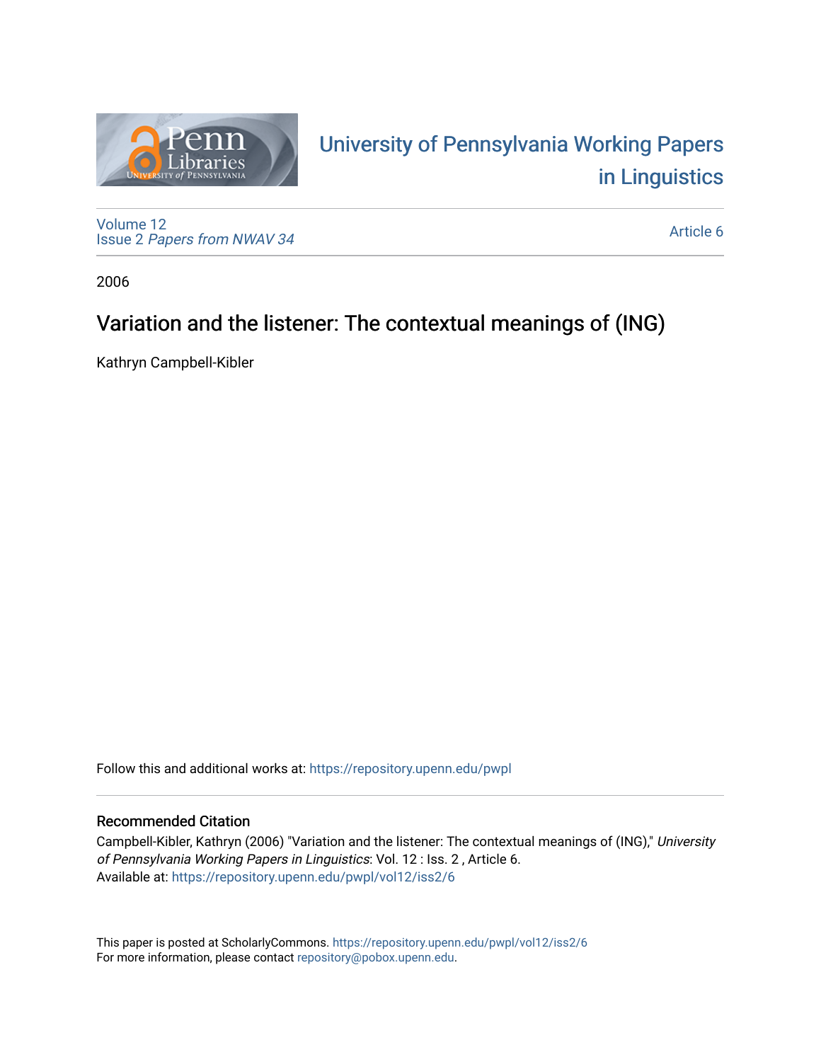University of Pennsylvania Working Papers in Linguistics

Volume 12
Issue 2 *Papers from NWAV 34*

Article 6

2006

# Variation and the listener: The contextual meanings of (ING)

Kathryn Campbell-Kibler

Follow this and additional works at: https://repository.upenn.edu/pwpl

## Recommended Citation

Campbell-Kibler, Kathryn (2006) "Variation and the listener: The contextual meanings of (ING)," *University of Pennsylvania Working Papers in Linguistics*: Vol. 12 : Iss. 2 , Article 6.
Available at: https://repository.upenn.edu/pwpl/vol12/iss2/6

This paper is posted at ScholarlyCommons. https://repository.upenn.edu/pwpl/vol12/iss2/6
For more information, please contact repository@pobox.upenn.edu.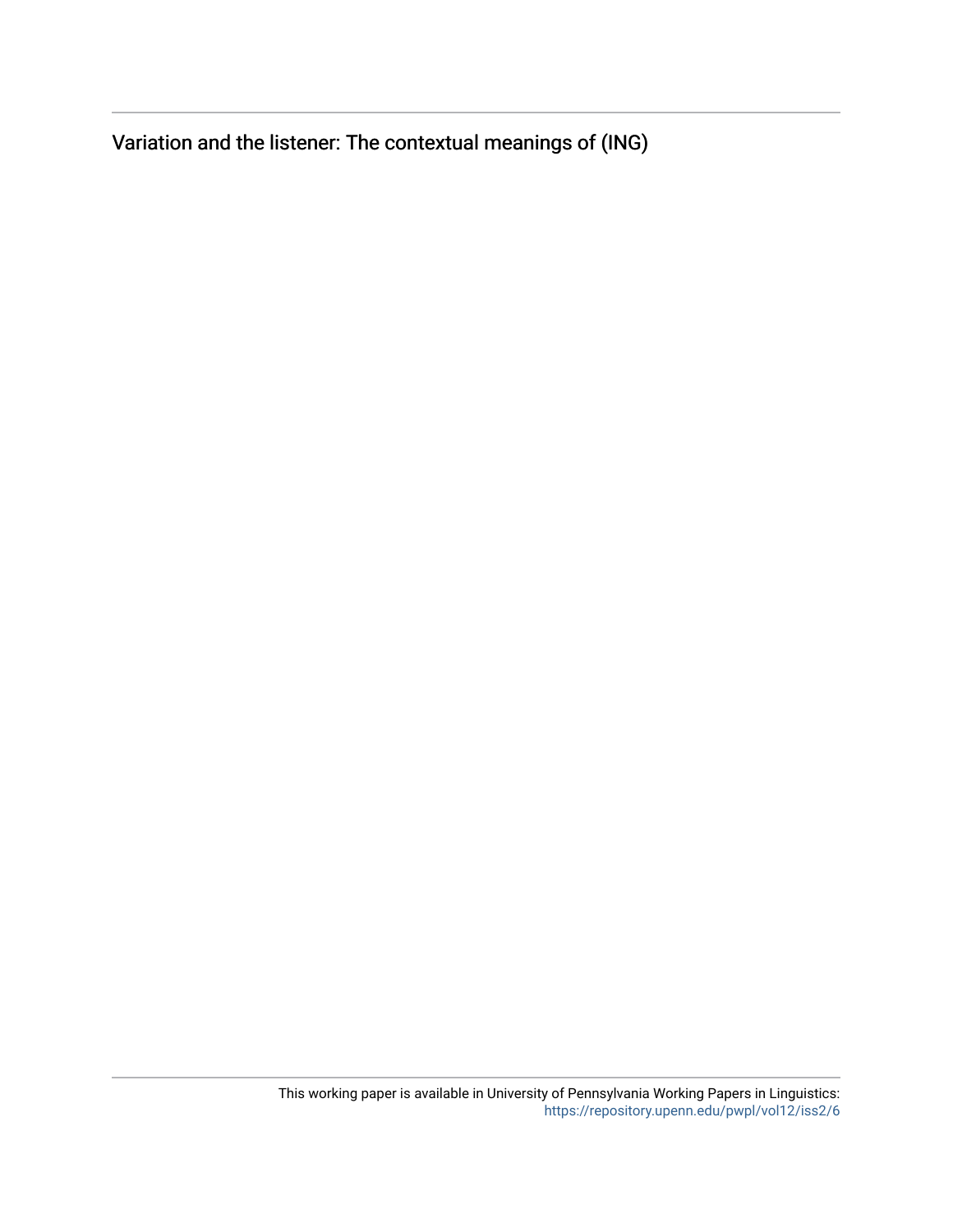Variation and the listener: The contextual meanings of (ING)

This working paper is available in University of Pennsylvania Working Papers in Linguistics: https://repository.upenn.edu/pwpl/vol12/iss2/6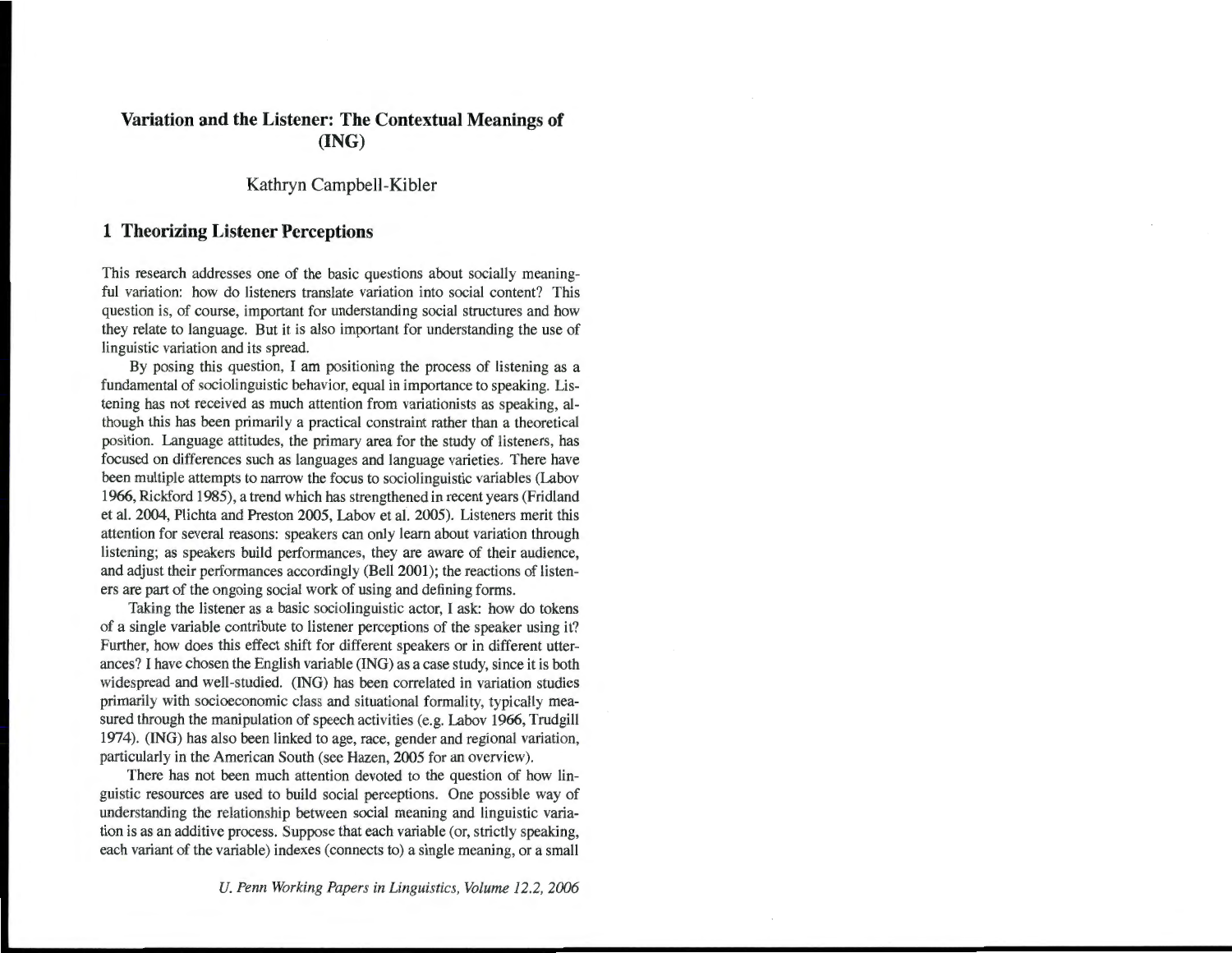# Variation and the Listener: The Contextual Meanings of (ING)

Kathryn Campbell-Kibler

## 1 Theorizing Listener Perceptions

This research addresses one of the basic questions about socially meaningful variation: how do listeners translate variation into social content? This question is, of course, important for understanding social structures and how they relate to language. But it is also important for understanding the use of linguistic variation and its spread.

By posing this question, I am positioning the process of listening as a fundamental of sociolinguistic behavior, equal in importance to speaking. Listening has not received as much attention from variationists as speaking, although this has been primarily a practical constraint rather than a theoretical position. Language attitudes, the primary area for the study of listeners, has focused on differences such as languages and language varieties. There have been multiple attempts to narrow the focus to sociolinguistic variables (Labov 1966, Rickford 1985), a trend which has strengthened in recent years (Fridland et al. 2004, Plichta and Preston 2005, Labov et al. 2005). Listeners merit this attention for several reasons: speakers can only learn about variation through listening; as speakers build performances, they are aware of their audience, and adjust their performances accordingly (Bell 2001); the reactions of listeners are part of the ongoing social work of using and defining forms.

Taking the listener as a basic sociolinguistic actor, I ask: how do tokens of a single variable contribute to listener perceptions of the speaker using it? Further, how does this effect shift for different speakers or in different utterances? I have chosen the English variable (ING) as a case study, since it is both widespread and well-studied. (ING) has been correlated in variation studies primarily with socioeconomic class and situational formality, typically measured through the manipulation of speech activities (e.g. Labov 1966, Trudgill 1974). (ING) has also been linked to age, race, gender and regional variation, particularly in the American South (see Hazen, 2005 for an overview).

There has not been much attention devoted to the question of how linguistic resources are used to build social perceptions. One possible way of understanding the relationship between social meaning and linguistic variation is as an additive process. Suppose that each variable (or, strictly speaking, each variant of the variable) indexes (connects to) a single meaning, or a small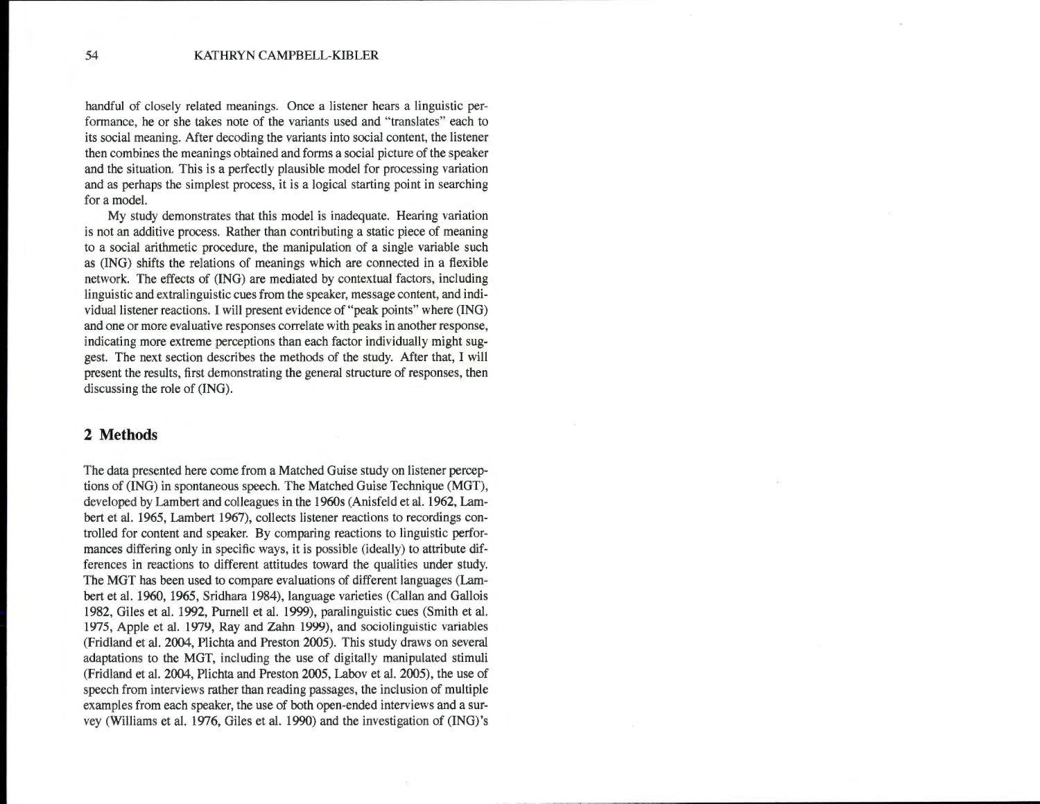handful of closely related meanings. Once a listener hears a linguistic performance, he or she takes note of the variants used and "translates" each to its social meaning. After decoding the variants into social content, the listener then combines the meanings obtained and forms a social picture of the speaker and the situation. This is a perfectly plausible model for processing variation and as perhaps the simplest process, it is a logical starting point in searching for a model.

My study demonstrates that this model is inadequate. Hearing variation is not an additive process. Rather than contributing a static piece of meaning to a social arithmetic procedure, the manipulation of a single variable such as (ING) shifts the relations of meanings which are connected in a flexible network. The effects of (ING) are mediated by contextual factors, including linguistic and extralinguistic cues from the speaker, message content, and individual listener reactions. I will present evidence of "peak points" where (ING) and one or more evaluative responses correlate with peaks in another response, indicating more extreme perceptions than each factor individually might suggest. The next section describes the methods of the study. After that, I will present the results, first demonstrating the general structure of responses, then discussing the role of (ING).

## 2 Methods

The data presented here come from a Matched Guise study on listener perceptions of (ING) in spontaneous speech. The Matched Guise Technique (MGT), developed by Lambert and colleagues in the 1960s (Anisfeld et al. 1962, Lambert et al. 1965, Lambert 1967), collects listener reactions to recordings controlled for content and speaker. By comparing reactions to linguistic performances differing only in specific ways, it is possible (ideally) to attribute differences in reactions to different attitudes toward the qualities under study. The MGT has been used to compare evaluations of different languages (Lambert et al. 1960, 1965, Sridhara 1984), language varieties (Callan and Gallois 1982, Giles et al. 1992, Purnell et al. 1999), paralinguistic cues (Smith et al. 1975, Apple et al. 1979, Ray and Zahn 1999), and sociolinguistic variables (Fridland et al. 2004, Plichta and Preston 2005). This study draws on several adaptations to the MGT, including the use of digitally manipulated stimuli (Fridland et al. 2004, Plichta and Preston 2005, Labov et al. 2005), the use of speech from interviews rather than reading passages, the inclusion of multiple examples from each speaker, the use of both open-ended interviews and a survey (Williams et al. 1976, Giles et al. 1990) and the investigation of (ING)'s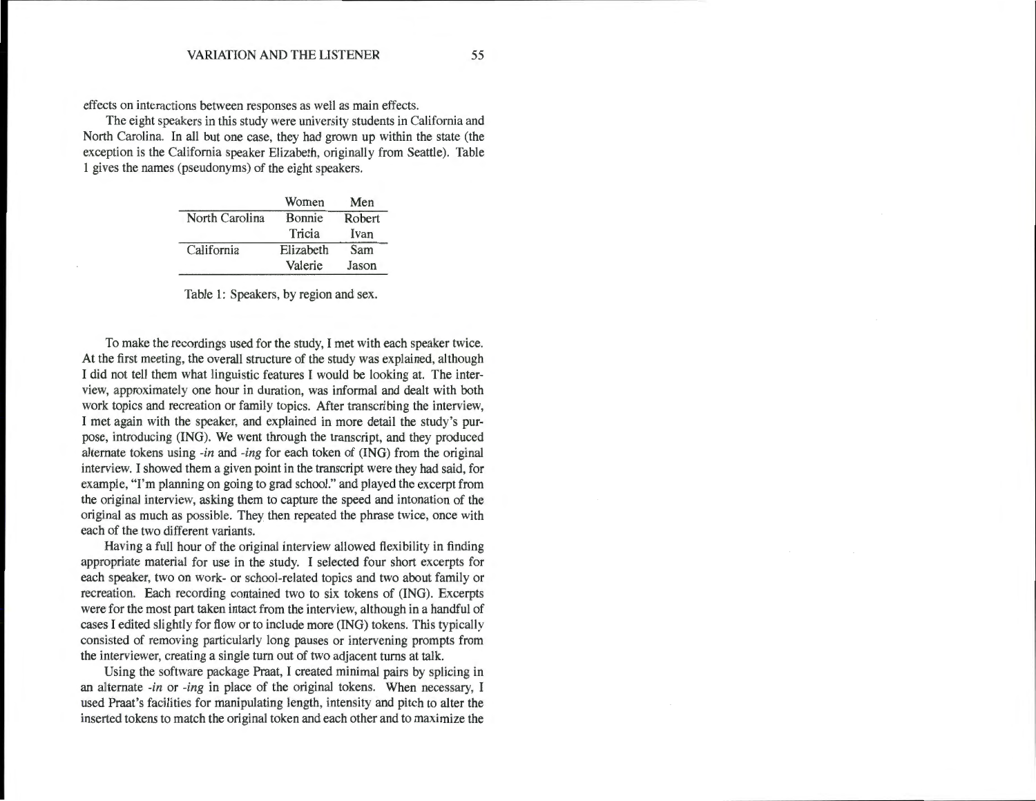effects on interactions between responses as well as main effects.

The eight speakers in this study were university students in California and North Carolina. In all but one case, they had grown up within the state (the exception is the California speaker Elizabeth, originally from Seattle). Table 1 gives the names (pseudonyms) of the eight speakers.

| | Women | Men |
|---|---|---|
| North Carolina | Bonnie | Robert |
| | Tricia | Ivan |
| California | Elizabeth | Sam |
| | Valerie | Jason |

Table 1: Speakers, by region and sex.

To make the recordings used for the study, I met with each speaker twice. At the first meeting, the overall structure of the study was explained, although I did not tell them what linguistic features I would be looking at. The interview, approximately one hour in duration, was informal and dealt with both work topics and recreation or family topics. After transcribing the interview, I met again with the speaker, and explained in more detail the study's purpose, introducing (ING). We went through the transcript, and they produced alternate tokens using *-in* and *-ing* for each token of (ING) from the original interview. I showed them a given point in the transcript were they had said, for example, "I'm planning on going to grad school." and played the excerpt from the original interview, asking them to capture the speed and intonation of the original as much as possible. They then repeated the phrase twice, once with each of the two different variants.

Having a full hour of the original interview allowed flexibility in finding appropriate material for use in the study. I selected four short excerpts for each speaker, two on work- or school-related topics and two about family or recreation. Each recording contained two to six tokens of (ING). Excerpts were for the most part taken intact from the interview, although in a handful of cases I edited slightly for flow or to include more (ING) tokens. This typically consisted of removing particularly long pauses or intervening prompts from the interviewer, creating a single turn out of two adjacent turns at talk.

Using the software package Praat, I created minimal pairs by splicing in an alternate *-in* or *-ing* in place of the original tokens. When necessary, I used Praat's facilities for manipulating length, intensity and pitch to alter the inserted tokens to match the original token and each other and to maximize the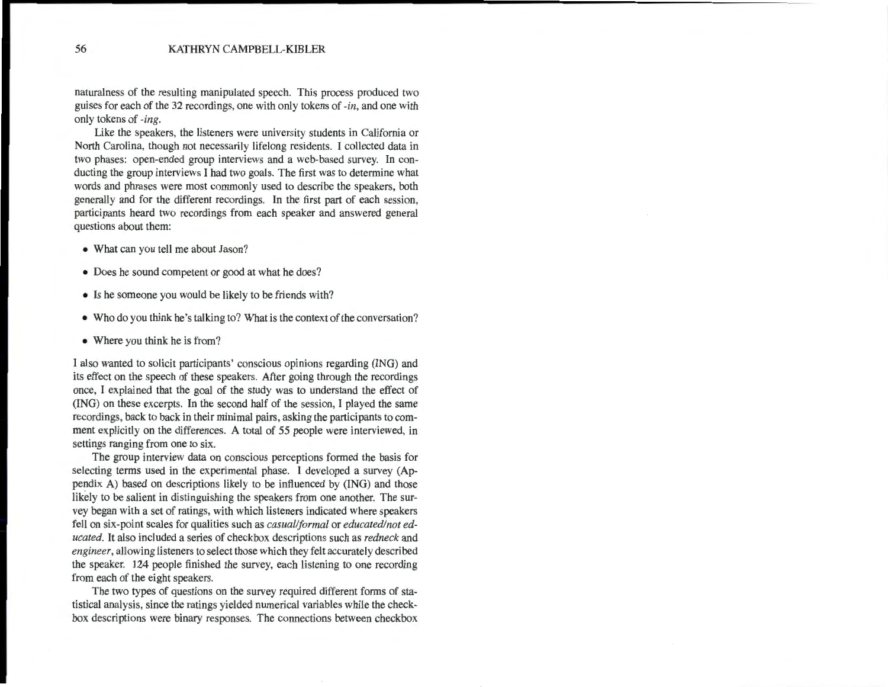naturalness of the resulting manipulated speech. This process produced two guises for each of the 32 recordings, one with only tokens of *-in*, and one with only tokens of *-ing*.

Like the speakers, the listeners were university students in California or North Carolina, though not necessarily lifelong residents. I collected data in two phases: open-ended group interviews and a web-based survey. In conducting the group interviews I had two goals. The first was to determine what words and phrases were most commonly used to describe the speakers, both generally and for the different recordings. In the first part of each session, participants heard two recordings from each speaker and answered general questions about them:

- What can you tell me about Jason?
- Does he sound competent or good at what he does?
- Is he someone you would be likely to be friends with?
- Who do you think he's talking to? What is the context of the conversation?
- Where you think he is from?

I also wanted to solicit participants' conscious opinions regarding (ING) and its effect on the speech of these speakers. After going through the recordings once, I explained that the goal of the study was to understand the effect of (ING) on these excerpts. In the second half of the session, I played the same recordings, back to back in their minimal pairs, asking the participants to comment explicitly on the differences. A total of 55 people were interviewed, in settings ranging from one to six.

The group interview data on conscious perceptions formed the basis for selecting terms used in the experimental phase. I developed a survey (Appendix A) based on descriptions likely to be influenced by (ING) and those likely to be salient in distinguishing the speakers from one another. The survey began with a set of ratings, with which listeners indicated where speakers fell on six-point scales for qualities such as *casual/formal* or *educated/not educated*. It also included a series of checkbox descriptions such as *redneck* and *engineer*, allowing listeners to select those which they felt accurately described the speaker. 124 people finished the survey, each listening to one recording from each of the eight speakers.

The two types of questions on the survey required different forms of statistical analysis, since the ratings yielded numerical variables while the checkbox descriptions were binary responses. The connections between checkbox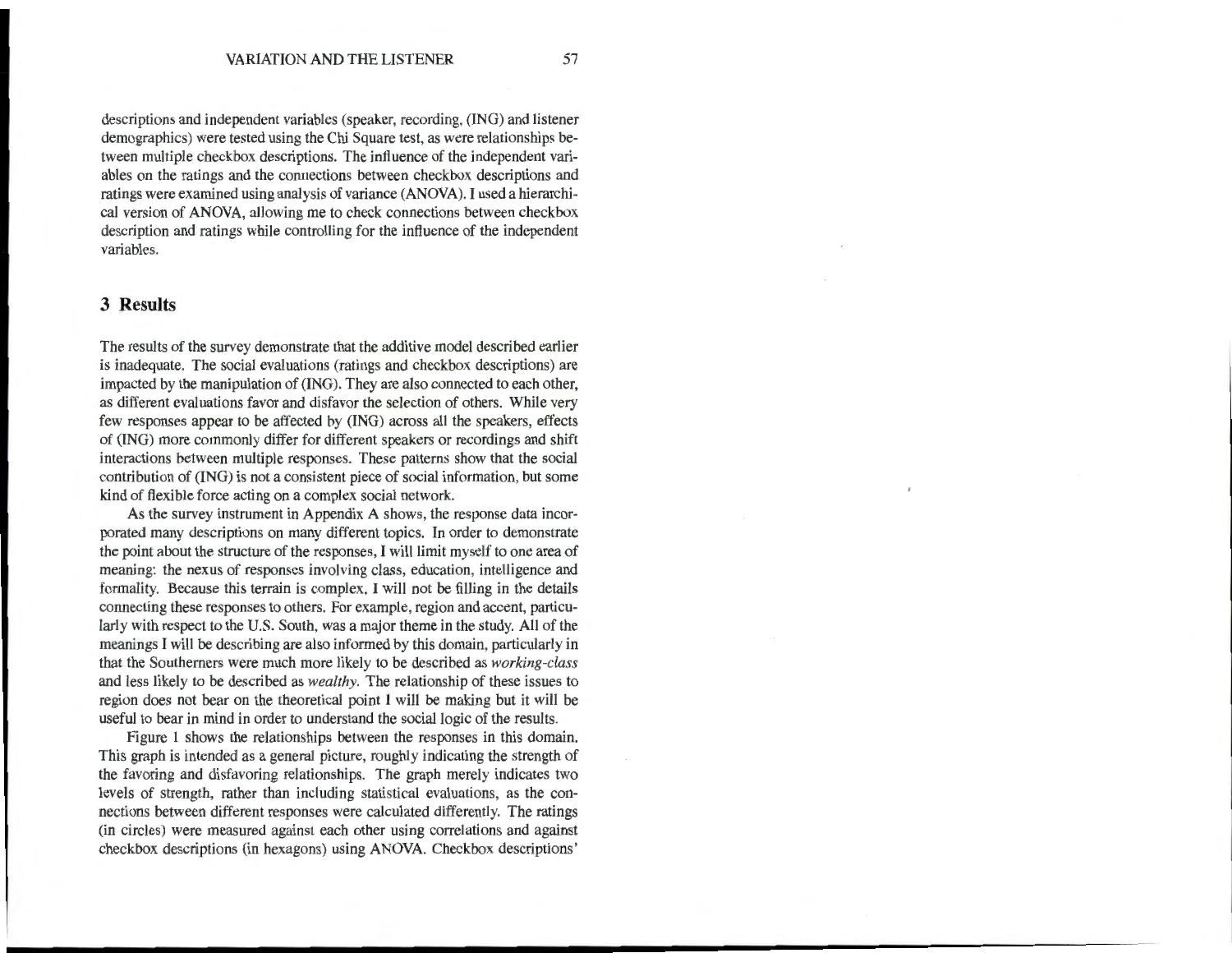descriptions and independent variables (speaker, recording, (ING) and listener demographics) were tested using the Chi Square test, as were relationships between multiple checkbox descriptions. The influence of the independent variables on the ratings and the connections between checkbox descriptions and ratings were examined using analysis of variance (ANOVA). I used a hierarchical version of ANOVA, allowing me to check connections between checkbox description and ratings while controlling for the influence of the independent variables.

## 3 Results

The results of the survey demonstrate that the additive model described earlier is inadequate. The social evaluations (ratings and checkbox descriptions) are impacted by the manipulation of (ING). They are also connected to each other, as different evaluations favor and disfavor the selection of others. While very few responses appear to be affected by (ING) across all the speakers, effects of (ING) more commonly differ for different speakers or recordings and shift interactions between multiple responses. These patterns show that the social contribution of (ING) is not a consistent piece of social information, but some kind of flexible force acting on a complex social network.

As the survey instrument in Appendix A shows, the response data incorporated many descriptions on many different topics. In order to demonstrate the point about the structure of the responses, I will limit myself to one area of meaning: the nexus of responses involving class, education, intelligence and formality. Because this terrain is complex, I will not be filling in the details connecting these responses to others. For example, region and accent, particularly with respect to the U.S. South, was a major theme in the study. All of the meanings I will be describing are also informed by this domain, particularly in that the Southerners were much more likely to be described as *working-class* and less likely to be described as *wealthy*. The relationship of these issues to region does not bear on the theoretical point I will be making but it will be useful to bear in mind in order to understand the social logic of the results.

Figure 1 shows the relationships between the responses in this domain. This graph is intended as a general picture, roughly indicating the strength of the favoring and disfavoring relationships. The graph merely indicates two levels of strength, rather than including statistical evaluations, as the connections between different responses were calculated differently. The ratings (in circles) were measured against each other using correlations and against checkbox descriptions (in hexagons) using ANOVA. Checkbox descriptions'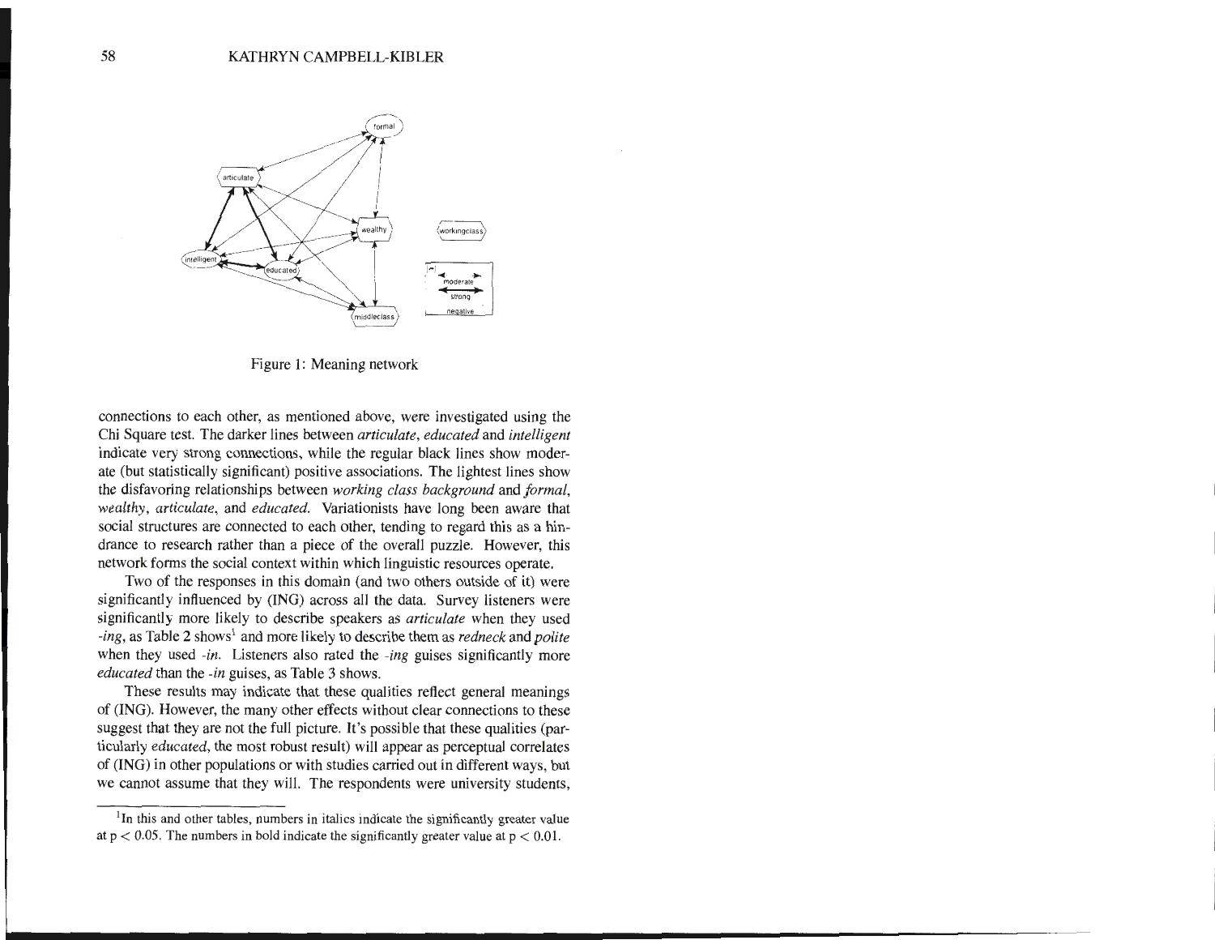Figure 1: Meaning network

connections to each other, as mentioned above, were investigated using the Chi Square test. The darker lines between *articulate*, *educated* and *intelligent* indicate very strong connections, while the regular black lines show moderate (but statistically significant) positive associations. The lightest lines show the disfavoring relationships between *working class background* and *formal*, *wealthy*, *articulate*, and *educated*. Variationists have long been aware that social structures are connected to each other, tending to regard this as a hindrance to research rather than a piece of the overall puzzle. However, this network forms the social context within which linguistic resources operate.

Two of the responses in this domain (and two others outside of it) were significantly influenced by (ING) across all the data. Survey listeners were significantly more likely to describe speakers as *articulate* when they used *-ing*, as Table 2 shows[1] and more likely to describe them as *redneck* and *polite* when they used *-in*. Listeners also rated the *-ing* guises significantly more *educated* than the *-in* guises, as Table 3 shows.

These results may indicate that these qualities reflect general meanings of (ING). However, the many other effects without clear connections to these suggest that they are not the full picture. It's possible that these qualities (particularly *educated*, the most robust result) will appear as perceptual correlates of (ING) in other populations or with studies carried out in different ways, but we cannot assume that they will. The respondents were university students,

[1] In this and other tables, numbers in italics indicate the significantly greater value at $p < 0.05$. The numbers in bold indicate the significantly greater value at $p < 0.01$.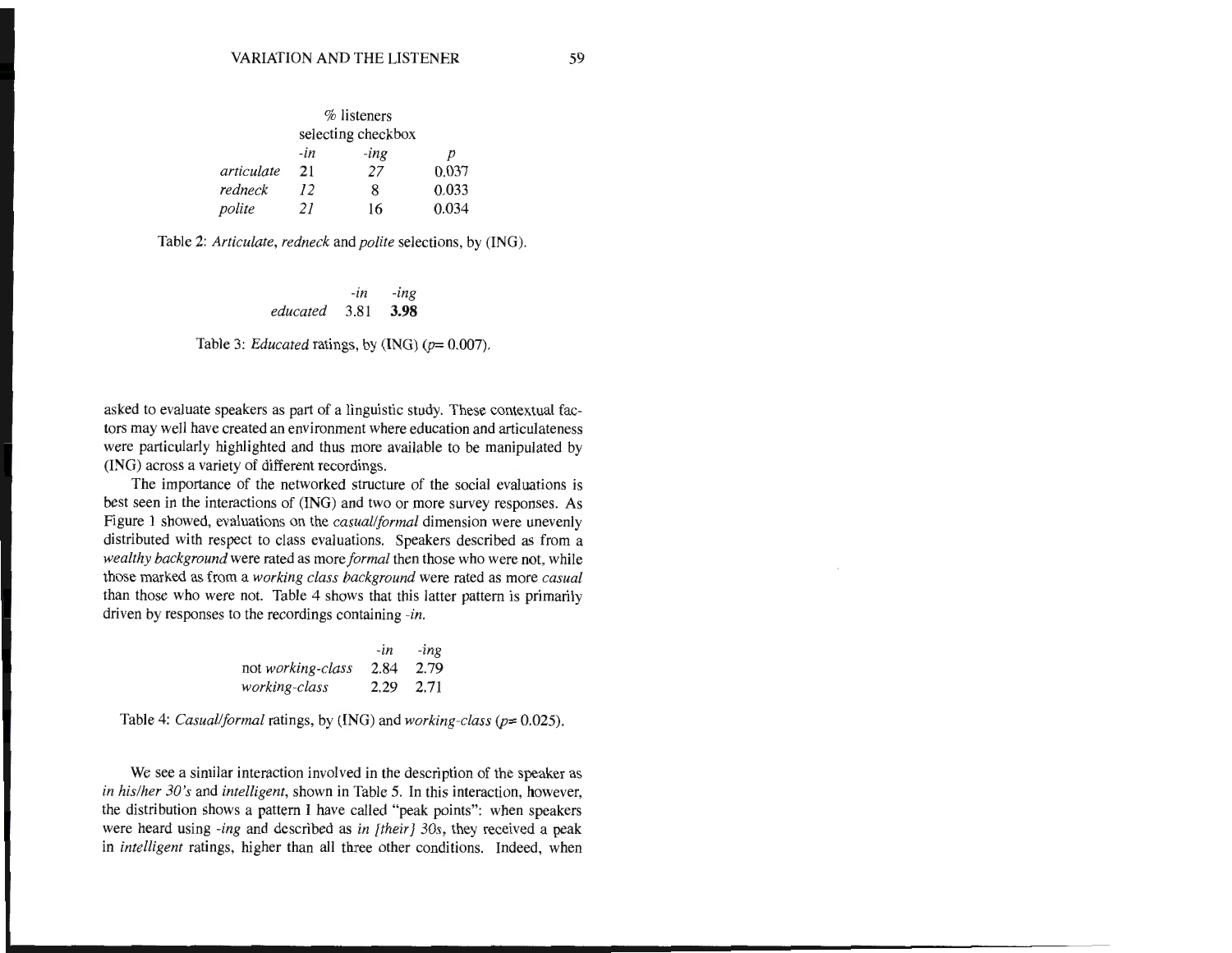| | % listeners selecting checkbox | | |
|---|---|---|---|
| | *-in* | *-ing* | *p* |
| *articulate* | 21 | 27 | 0.037 |
| *redneck* | 12 | 8 | 0.033 |
| *polite* | 21 | 16 | 0.034 |

Table 2: *Articulate*, *redneck* and *polite* selections, by (ING).

| | *-in* | *-ing* |
|---|---|---|
| *educated* | 3.81 | **3.98** |

Table 3: *Educated* ratings, by (ING) ($p = 0.007$).

asked to evaluate speakers as part of a linguistic study. These contextual factors may well have created an environment where education and articulateness were particularly highlighted and thus more available to be manipulated by (ING) across a variety of different recordings.

The importance of the networked structure of the social evaluations is best seen in the interactions of (ING) and two or more survey responses. As Figure 1 showed, evaluations on the *casual/formal* dimension were unevenly distributed with respect to class evaluations. Speakers described as from a *wealthy background* were rated as more *formal* then those who were not, while those marked as from a *working class background* were rated as more *casual* than those who were not. Table 4 shows that this latter pattern is primarily driven by responses to the recordings containing *-in*.

| | *-in* | *-ing* |
|---|---|---|
| not *working-class* | 2.84 | 2.79 |
| *working-class* | 2.29 | 2.71 |

Table 4: *Casual/formal* ratings, by (ING) and *working-class* ($p = 0.025$).

We see a similar interaction involved in the description of the speaker as *in his/her 30's* and *intelligent*, shown in Table 5. In this interaction, however, the distribution shows a pattern I have called "peak points": when speakers were heard using *-ing* and described as *in [their] 30s*, they received a peak in *intelligent* ratings, higher than all three other conditions. Indeed, when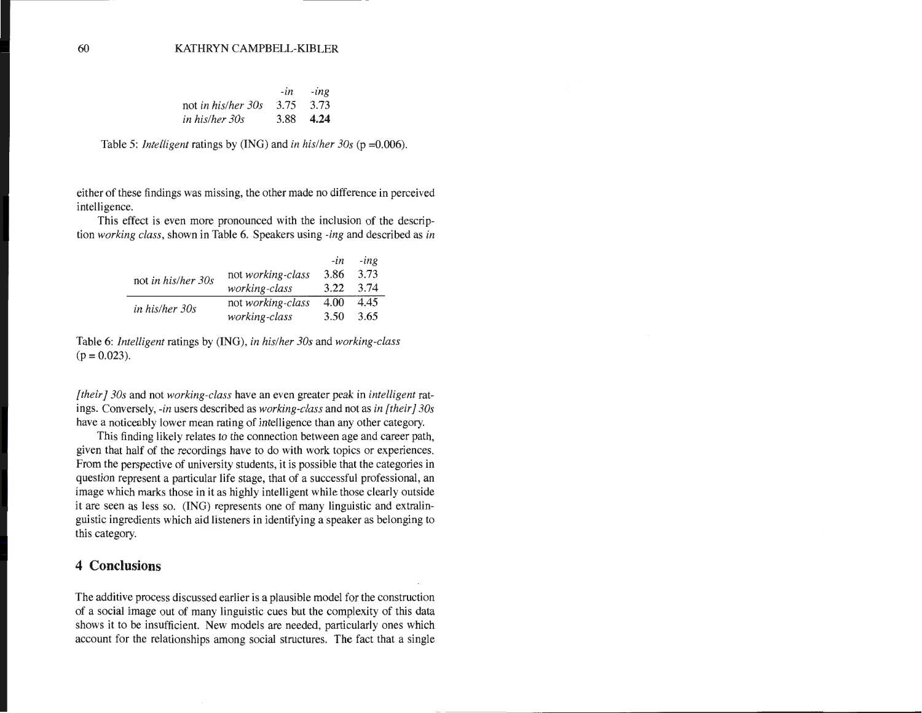| | *-in* | *-ing* |
|---|---|---|
| not *in his/her 30s* | 3.75 | 3.73 |
| *in his/her 30s* | 3.88 | **4.24** |

Table 5: *Intelligent* ratings by (ING) and *in his/her 30s* (p =0.006).

either of these findings was missing, the other made no difference in perceived intelligence.

This effect is even more pronounced with the inclusion of the description *working class*, shown in Table 6. Speakers using *-ing* and described as *in [their] 30s* and not *working-class* have an even greater peak in *intelligent* ratings. Conversely, *-in* users described as *working-class* and not as *in [their] 30s* have a noticeably lower mean rating of intelligence than any other category.

| | | *-in* | *-ing* |
|---|---|---|---|
| not *in his/her 30s* | not *working-class* | 3.86 | 3.73 |
| | *working-class* | 3.22 | 3.74 |
| *in his/her 30s* | not *working-class* | 4.00 | 4.45 |
| | *working-class* | 3.50 | 3.65 |

Table 6: *Intelligent* ratings by (ING), *in his/her 30s* and *working-class* (p = 0.023).

This finding likely relates to the connection between age and career path, given that half of the recordings have to do with work topics or experiences. From the perspective of university students, it is possible that the categories in question represent a particular life stage, that of a successful professional, an image which marks those in it as highly intelligent while those clearly outside it are seen as less so. (ING) represents one of many linguistic and extralinguistic ingredients which aid listeners in identifying a speaker as belonging to this category.

## 4 Conclusions

The additive process discussed earlier is a plausible model for the construction of a social image out of many linguistic cues but the complexity of this data shows it to be insufficient. New models are needed, particularly ones which account for the relationships among social structures. The fact that a single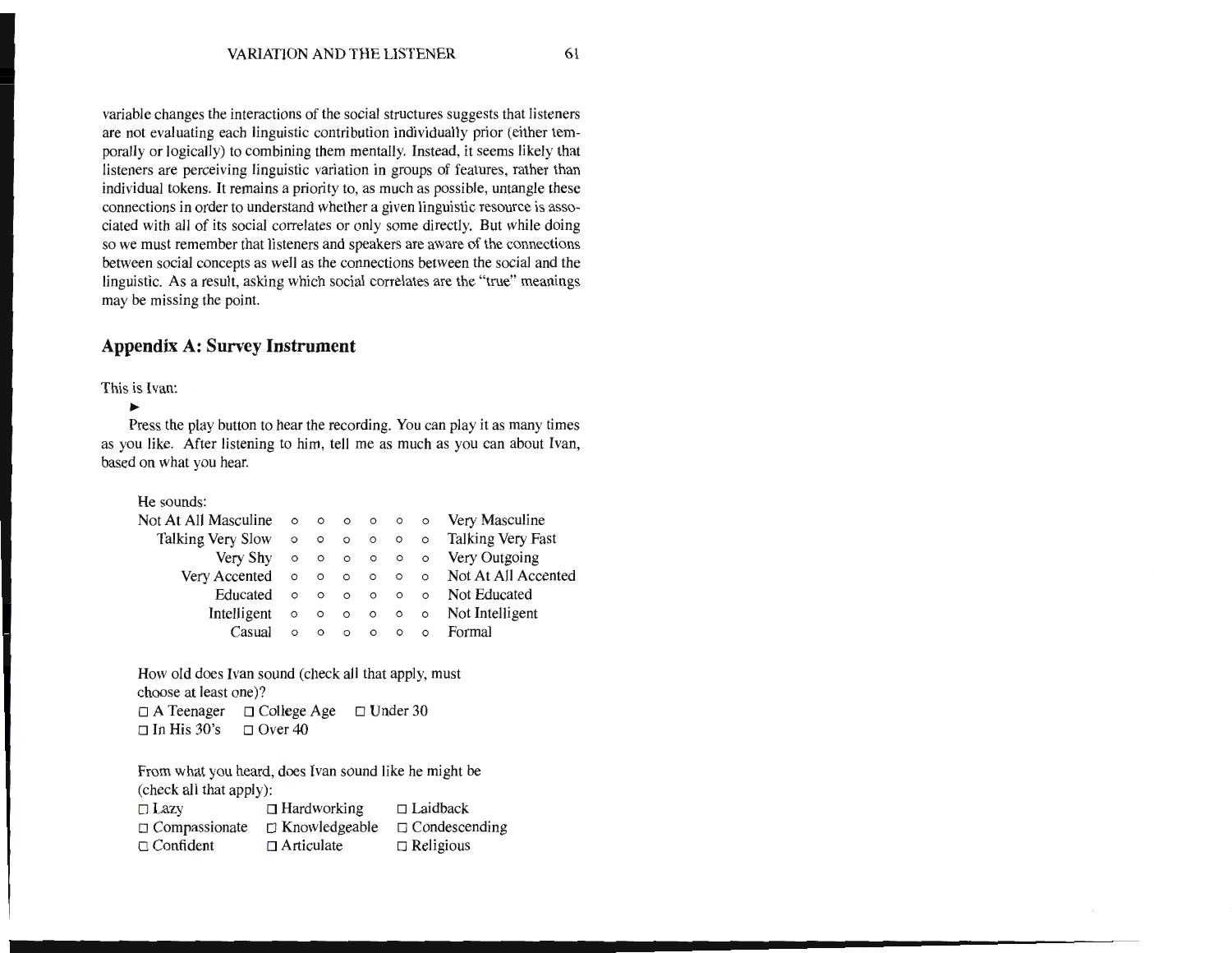variable changes the interactions of the social structures suggests that listeners are not evaluating each linguistic contribution individually prior (either temporally or logically) to combining them mentally. Instead, it seems likely that listeners are perceiving linguistic variation in groups of features, rather than individual tokens. It remains a priority to, as much as possible, untangle these connections in order to understand whether a given linguistic resource is associated with all of its social correlates or only some directly. But while doing so we must remember that listeners and speakers are aware of the connections between social concepts as well as the connections between the social and the linguistic. As a result, asking which social correlates are the "true" meanings may be missing the point.

## Appendix A: Survey Instrument

This is Ivan:

►

Press the play button to hear the recording. You can play it as many times as you like. After listening to him, tell me as much as you can about Ivan, based on what you hear.

He sounds:

| | | | | | | | |
|---|---|---|---|---|---|---|---|
| Not At All Masculine | ○ | ○ | ○ | ○ | ○ | ○ | Very Masculine |
| Talking Very Slow | ○ | ○ | ○ | ○ | ○ | ○ | Talking Very Fast |
| Very Shy | ○ | ○ | ○ | ○ | ○ | ○ | Very Outgoing |
| Very Accented | ○ | ○ | ○ | ○ | ○ | ○ | Not At All Accented |
| Educated | ○ | ○ | ○ | ○ | ○ | ○ | Not Educated |
| Intelligent | ○ | ○ | ○ | ○ | ○ | ○ | Not Intelligent |
| Casual | ○ | ○ | ○ | ○ | ○ | ○ | Formal |

How old does Ivan sound (check all that apply, must choose at least one)?

□ A Teenager □ College Age □ Under 30
□ In His 30's □ Over 40

From what you heard, does Ivan sound like he might be (check all that apply):

| | | |
|---|---|---|
| □ Lazy | □ Hardworking | □ Laidback |
| □ Compassionate | □ Knowledgeable | □ Condescending |
| □ Confident | □ Articulate | □ Religious |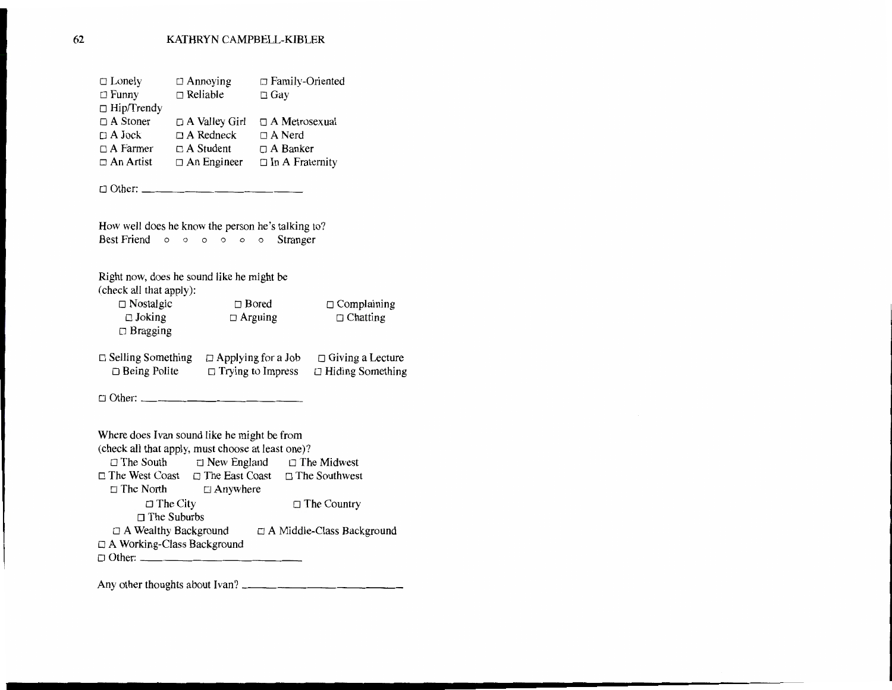□ Lonely □ Annoying □ Family-Oriented
□ Funny □ Reliable □ Gay
□ Hip/Trendy
□ A Stoner □ A Valley Girl □ A Metrosexual
□ A Jock □ A Redneck □ A Nerd
□ A Farmer □ A Student □ A Banker
□ An Artist □ An Engineer □ In A Fraternity

□ Other: ________________________

How well does he know the person he's talking to?
Best Friend ○ ○ ○ ○ ○ ○ Stranger

Right now, does he sound like he might be
(check all that apply):
□ Nostalgic □ Bored □ Complaining
□ Joking □ Arguing □ Chatting
□ Bragging

□ Selling Something □ Applying for a Job □ Giving a Lecture
□ Being Polite □ Trying to Impress □ Hiding Something

□ Other: ________________________

Where does Ivan sound like he might be from
(check all that apply, must choose at least one)?
□ The South □ New England □ The Midwest
□ The West Coast □ The East Coast □ The Southwest
□ The North □ Anywhere
□ The City □ The Country
□ The Suburbs
□ A Wealthy Background □ A Middle-Class Background
□ A Working-Class Background
□ Other: ________________________

Any other thoughts about Ivan? ________________________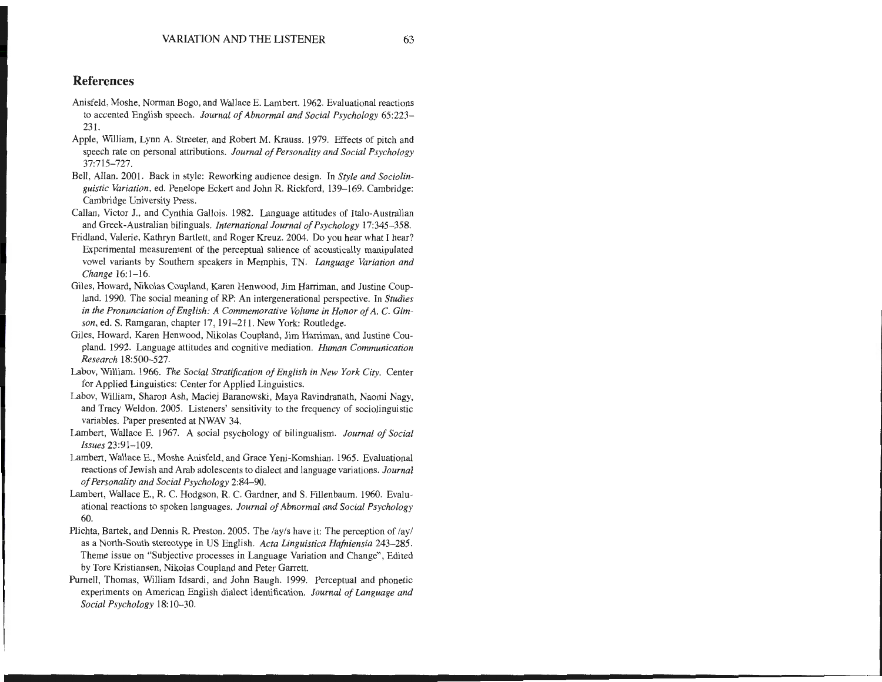## References

Anisfeld, Moshe, Norman Bogo, and Wallace E. Lambert. 1962. Evaluational reactions to accented English speech. *Journal of Abnormal and Social Psychology* 65:223–231.

Apple, William, Lynn A. Streeter, and Robert M. Krauss. 1979. Effects of pitch and speech rate on personal attributions. *Journal of Personality and Social Psychology* 37:715–727.

Bell, Allan. 2001. Back in style: Reworking audience design. In *Style and Sociolinguistic Variation*, ed. Penelope Eckert and John R. Rickford, 139–169. Cambridge: Cambridge University Press.

Callan, Victor J., and Cynthia Gallois. 1982. Language attitudes of Italo-Australian and Greek-Australian bilinguals. *International Journal of Psychology* 17:345–358.

Fridland, Valerie, Kathryn Bartlett, and Roger Kreuz. 2004. Do you hear what I hear? Experimental measurement of the perceptual salience of acoustically manipulated vowel variants by Southern speakers in Memphis, TN. *Language Variation and Change* 16:1–16.

Giles, Howard, Nikolas Coupland, Karen Henwood, Jim Harriman, and Justine Coupland. 1990. The social meaning of RP: An intergenerational perspective. In *Studies in the Pronunciation of English: A Commemorative Volume in Honor of A. C. Gimson*, ed. S. Ramgaran, chapter 17, 191–211. New York: Routledge.

Giles, Howard, Karen Henwood, Nikolas Coupland, Jim Harriman, and Justine Coupland. 1992. Language attitudes and cognitive mediation. *Human Communication Research* 18:500–527.

Labov, William. 1966. *The Social Stratification of English in New York City*. Center for Applied Linguistics: Center for Applied Linguistics.

Labov, William, Sharon Ash, Maciej Baranowski, Maya Ravindranath, Naomi Nagy, and Tracy Weldon. 2005. Listeners' sensitivity to the frequency of sociolinguistic variables. Paper presented at NWAV 34.

Lambert, Wallace E. 1967. A social psychology of bilingualism. *Journal of Social Issues* 23:91–109.

Lambert, Wallace E., Moshe Anisfeld, and Grace Yeni-Komshian. 1965. Evaluational reactions of Jewish and Arab adolescents to dialect and language variations. *Journal of Personality and Social Psychology* 2:84–90.

Lambert, Wallace E., R. C. Hodgson, R. C. Gardner, and S. Fillenbaum. 1960. Evaluational reactions to spoken languages. *Journal of Abnormal and Social Psychology* 60.

Plichta, Bartek, and Dennis R. Preston. 2005. The /ay/s have it: The perception of /ay/ as a North-South stereotype in US English. *Acta Linguistica Hafniensia* 243–285. Theme issue on "Subjective processes in Language Variation and Change", Edited by Tore Kristiansen, Nikolas Coupland and Peter Garrett.

Purnell, Thomas, William Idsardi, and John Baugh. 1999. Perceptual and phonetic experiments on American English dialect identification. *Journal of Language and Social Psychology* 18:10–30.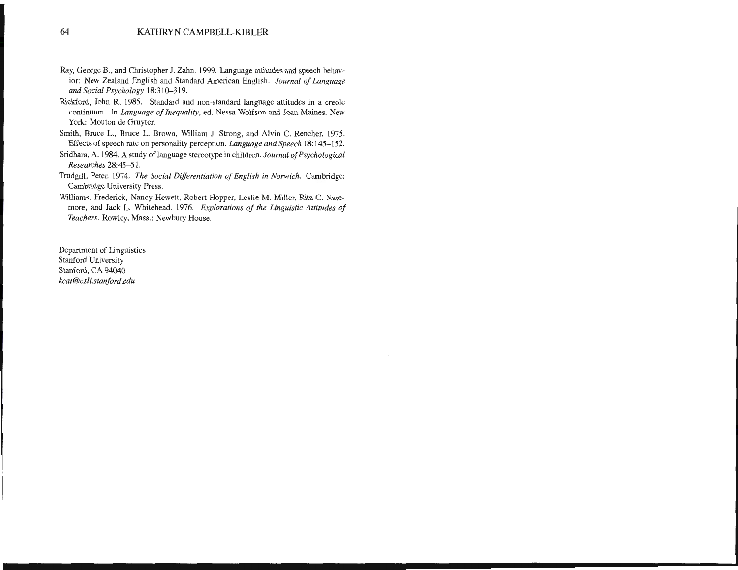Ray, George B., and Christopher J. Zahn. 1999. Language attitudes and speech behavior: New Zealand English and Standard American English. *Journal of Language and Social Psychology* 18:310–319.

Rickford, John R. 1985. Standard and non-standard language attitudes in a creole continuum. In *Language of Inequality*, ed. Nessa Wolfson and Joan Maines. New York: Mouton de Gruyter.

Smith, Bruce L., Bruce L. Brown, William J. Strong, and Alvin C. Rencher. 1975. Effects of speech rate on personality perception. *Language and Speech* 18:145–152.

Sridhara, A. 1984. A study of language stereotype in children. *Journal of Psychological Researches* 28:45–51.

Trudgill, Peter. 1974. *The Social Differentiation of English in Norwich.* Cambridge: Cambridge University Press.

Williams, Frederick, Nancy Hewett, Robert Hopper, Leslie M. Miller, Rita C. Naremore, and Jack L. Whitehead. 1976. *Explorations of the Linguistic Attitudes of Teachers.* Rowley, Mass.: Newbury House.

Department of Linguistics
Stanford University
Stanford, CA 94040
*kcat@csli.stanford.edu*